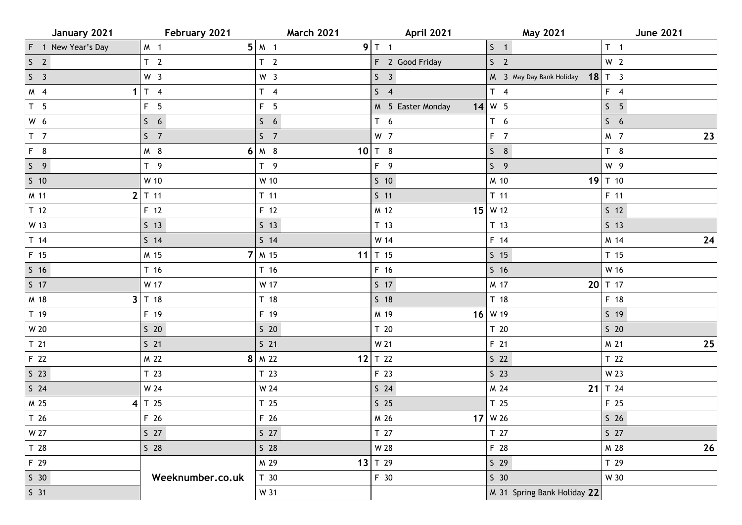| January 2021 | February 2021 | March 2021 | April 2021 | May 2021 | June 2021 |
|---|---|---|---|---|---|
| F 1 New Year's Day | M 1 5 | M 1 9 | T 1 | S 1 | T 1 |
| S 2 | T 2 | T 2 | F 2 Good Friday | S 2 | W 2 |
| S 3 | W 3 | W 3 | S 3 | M 3 May Day Bank Holiday 18 | T 3 |
| M 4 1 | T 4 | T 4 | S 4 | T 4 | F 4 |
| T 5 | F 5 | F 5 | M 5 Easter Monday 14 | W 5 | S 5 |
| W 6 | S 6 | S 6 | T 6 | T 6 | S 6 |
| T 7 | S 7 | S 7 | W 7 | F 7 | M 7 23 |
| F 8 | M 8 6 | M 8 10 | T 8 | S 8 | T 8 |
| S 9 | T 9 | T 9 | F 9 | S 9 | W 9 |
| S 10 | W 10 | W 10 | S 10 | M 10 19 | T 10 |
| M 11 2 | T 11 | T 11 | S 11 | T 11 | F 11 |
| T 12 | F 12 | F 12 | M 12 15 | W 12 | S 12 |
| W 13 | S 13 | S 13 | T 13 | T 13 | S 13 |
| T 14 | S 14 | S 14 | W 14 | F 14 | M 14 24 |
| F 15 | M 15 7 | M 15 11 | T 15 | S 15 | T 15 |
| S 16 | T 16 | T 16 | F 16 | S 16 | W 16 |
| S 17 | W 17 | W 17 | S 17 | M 17 20 | T 17 |
| M 18 3 | T 18 | T 18 | S 18 | T 18 | F 18 |
| T 19 | F 19 | F 19 | M 19 16 | W 19 | S 19 |
| W 20 | S 20 | S 20 | T 20 | T 20 | S 20 |
| T 21 | S 21 | S 21 | W 21 | F 21 | M 21 25 |
| F 22 | M 22 8 | M 22 12 | T 22 | S 22 | T 22 |
| S 23 | T 23 | T 23 | F 23 | S 23 | W 23 |
| S 24 | W 24 | W 24 | S 24 | M 24 21 | T 24 |
| M 25 4 | T 25 | T 25 | S 25 | T 25 | F 25 |
| T 26 | F 26 | F 26 | M 26 17 | W 26 | S 26 |
| W 27 | S 27 | S 27 | T 27 | T 27 | S 27 |
| T 28 | S 28 | S 28 | W 28 | F 28 | M 28 26 |
| F 29 | | M 29 13 | T 29 | S 29 | T 29 |
| S 30 | **Weeknumber.co.uk** | T 30 | F 30 | S 30 | W 30 |
| S 31 | | W 31 | | M 31 Spring Bank Holiday 22 | |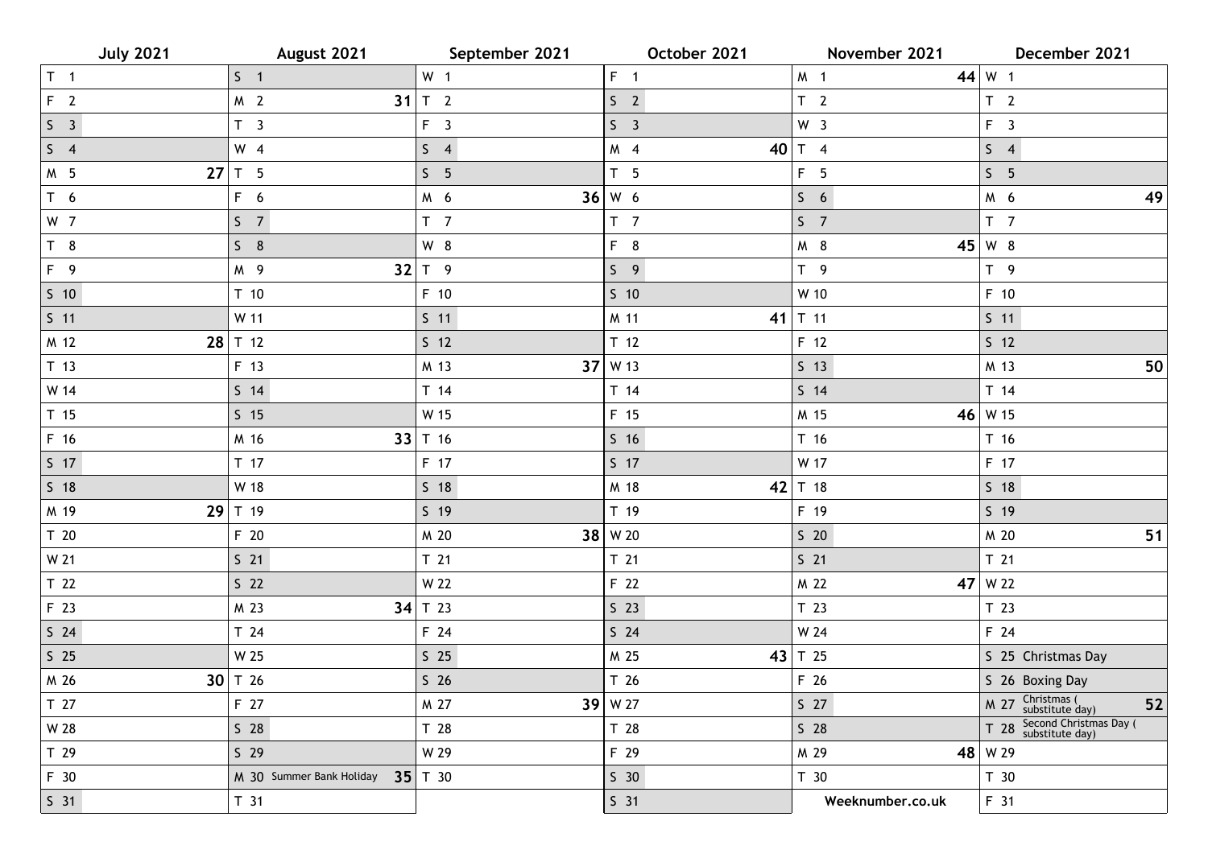| July 2021 | August 2021 | September 2021 | October 2021 | November 2021 | December 2021 |
|---|---|---|---|---|---|
| T 1 | S 1 | W 1 | F 1 | M 1 44 | W 1 |
| F 2 | M 2 31 | T 2 | S 2 | T 2 | T 2 |
| S 3 | T 3 | F 3 | S 3 | W 3 | F 3 |
| S 4 | W 4 | S 4 | M 4 40 | T 4 | S 4 |
| M 5 27 | T 5 | S 5 | T 5 | F 5 | S 5 |
| T 6 | F 6 | M 6 36 | W 6 | S 6 | M 6 49 |
| W 7 | S 7 | T 7 | T 7 | S 7 | T 7 |
| T 8 | S 8 | W 8 | F 8 | M 8 45 | W 8 |
| F 9 | M 9 32 | T 9 | S 9 | T 9 | T 9 |
| S 10 | T 10 | F 10 | S 10 | W 10 | F 10 |
| S 11 | W 11 | S 11 | M 11 41 | T 11 | S 11 |
| M 12 28 | T 12 | S 12 | T 12 | F 12 | S 12 |
| T 13 | F 13 | M 13 37 | W 13 | S 13 | M 13 50 |
| W 14 | S 14 | T 14 | T 14 | S 14 | T 14 |
| T 15 | S 15 | W 15 | F 15 | M 15 46 | W 15 |
| F 16 | M 16 33 | T 16 | S 16 | T 16 | T 16 |
| S 17 | T 17 | F 17 | S 17 | W 17 | F 17 |
| S 18 | W 18 | S 18 | M 18 42 | T 18 | S 18 |
| M 19 29 | T 19 | S 19 | T 19 | F 19 | S 19 |
| T 20 | F 20 | M 20 38 | W 20 | S 20 | M 20 51 |
| W 21 | S 21 | T 21 | T 21 | S 21 | T 21 |
| T 22 | S 22 | W 22 | F 22 | M 22 47 | W 22 |
| F 23 | M 23 34 | T 23 | S 23 | T 23 | T 23 |
| S 24 | T 24 | F 24 | S 24 | W 24 | F 24 |
| S 25 | W 25 | S 25 | M 25 43 | T 25 | S 25 Christmas Day |
| M 26 30 | T 26 | S 26 | T 26 | F 26 | S 26 Boxing Day |
| T 27 | F 27 | M 27 39 | W 27 | S 27 | M 27 Christmas (substitute day) 52 |
| W 28 | S 28 | T 28 | T 28 | S 28 | T 28 Second Christmas Day (substitute day) |
| T 29 | S 29 | W 29 | F 29 | M 29 48 | W 29 |
| F 30 | M 30 Summer Bank Holiday 35 | T 30 | S 30 | T 30 | T 30 |
| S 31 | T 31 | | S 31 | Weeknumber.co.uk | F 31 |